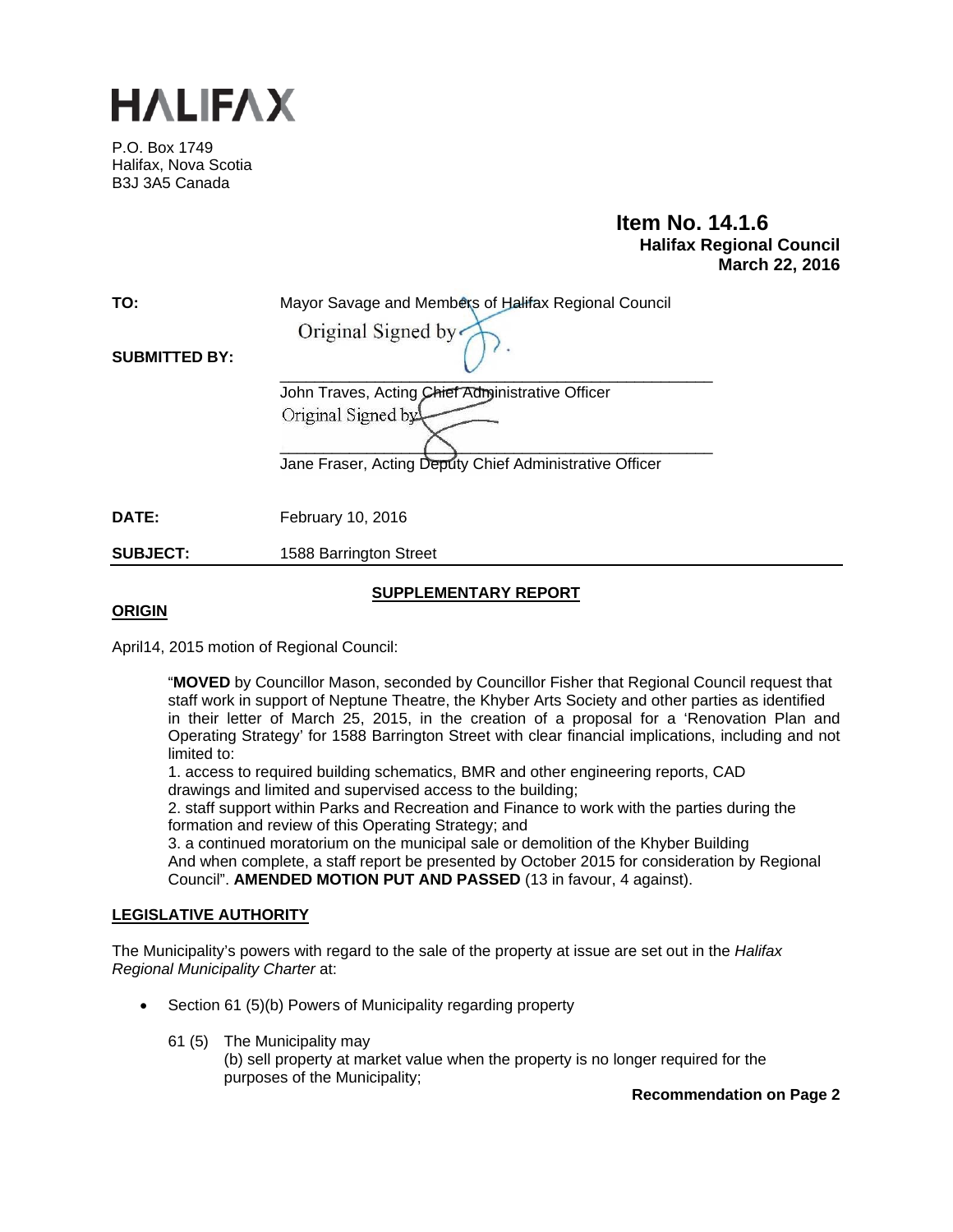# HALIFAX

P.O. Box 1749
Halifax, Nova Scotia
B3J 3A5 Canada

**Item No. 14.1.6**
**Halifax Regional Council**
**March 22, 2016**

**TO:** Mayor Savage and Members of Halifax Regional Council

**SUBMITTED BY:**

Original Signed by

John Traves, Acting Chief Administrative Officer

Original Signed by

Jane Fraser, Acting Deputy Chief Administrative Officer

**DATE:** February 10, 2016

**SUBJECT:** 1588 Barrington Street

## SUPPLEMENTARY REPORT

## ORIGIN

April14, 2015 motion of Regional Council:

> "**MOVED** by Councillor Mason, seconded by Councillor Fisher that Regional Council request that staff work in support of Neptune Theatre, the Khyber Arts Society and other parties as identified in their letter of March 25, 2015, in the creation of a proposal for a 'Renovation Plan and Operating Strategy' for 1588 Barrington Street with clear financial implications, including and not limited to:
> 1. access to required building schematics, BMR and other engineering reports, CAD drawings and limited and supervised access to the building;
> 2. staff support within Parks and Recreation and Finance to work with the parties during the formation and review of this Operating Strategy; and
> 3. a continued moratorium on the municipal sale or demolition of the Khyber Building
> And when complete, a staff report be presented by October 2015 for consideration by Regional Council". **AMENDED MOTION PUT AND PASSED** (13 in favour, 4 against).

## LEGISLATIVE AUTHORITY

The Municipality's powers with regard to the sale of the property at issue are set out in the *Halifax Regional Municipality Charter* at:

- Section 61 (5)(b) Powers of Municipality regarding property

  61 (5) The Municipality may
  (b) sell property at market value when the property is no longer required for the purposes of the Municipality;

**Recommendation on Page 2**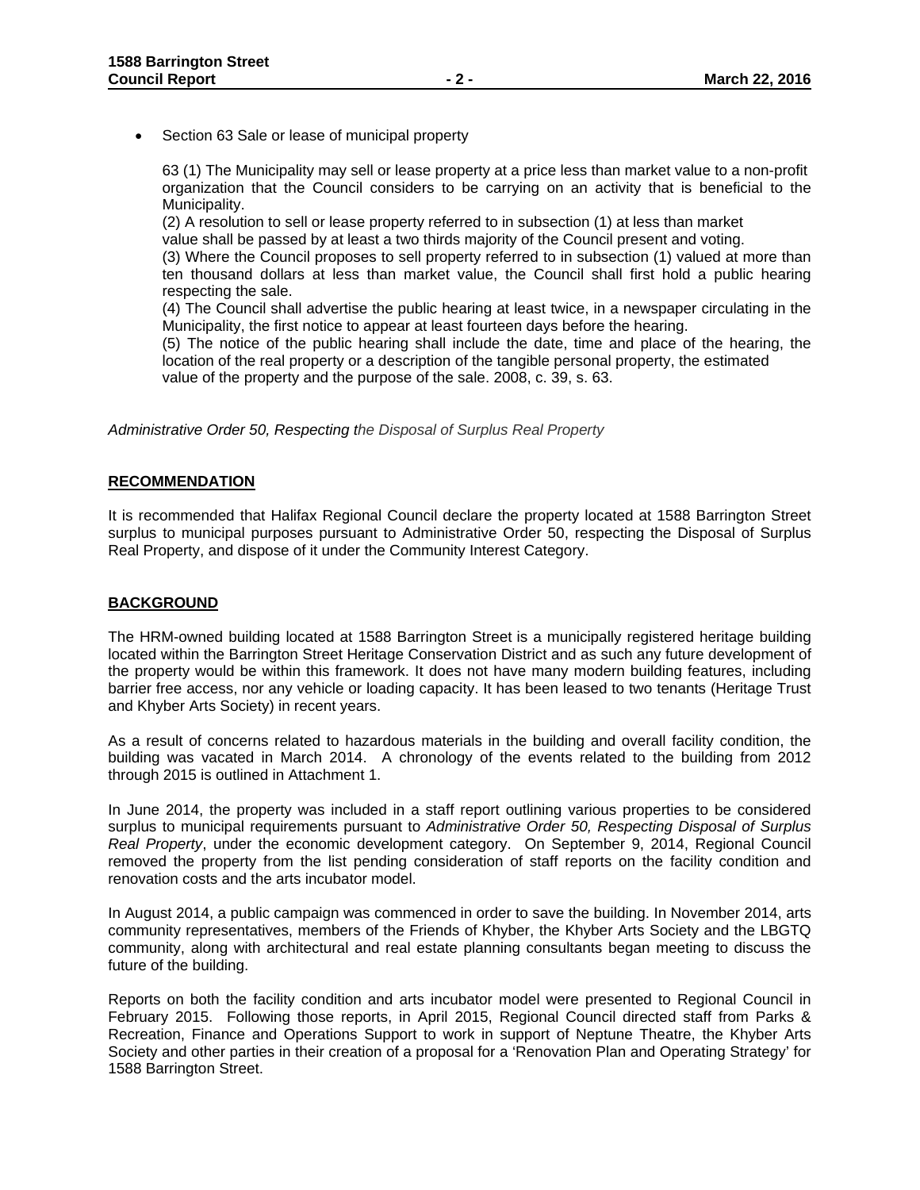- Section 63 Sale or lease of municipal property

  63 (1) The Municipality may sell or lease property at a price less than market value to a non-profit organization that the Council considers to be carrying on an activity that is beneficial to the Municipality.
  (2) A resolution to sell or lease property referred to in subsection (1) at less than market value shall be passed by at least a two thirds majority of the Council present and voting.
  (3) Where the Council proposes to sell property referred to in subsection (1) valued at more than ten thousand dollars at less than market value, the Council shall first hold a public hearing respecting the sale.
  (4) The Council shall advertise the public hearing at least twice, in a newspaper circulating in the Municipality, the first notice to appear at least fourteen days before the hearing.
  (5) The notice of the public hearing shall include the date, time and place of the hearing, the location of the real property or a description of the tangible personal property, the estimated value of the property and the purpose of the sale. 2008, c. 39, s. 63.

*Administrative Order 50, Respecting the Disposal of Surplus Real Property*

## RECOMMENDATION

It is recommended that Halifax Regional Council declare the property located at 1588 Barrington Street surplus to municipal purposes pursuant to Administrative Order 50, respecting the Disposal of Surplus Real Property, and dispose of it under the Community Interest Category.

## BACKGROUND

The HRM-owned building located at 1588 Barrington Street is a municipally registered heritage building located within the Barrington Street Heritage Conservation District and as such any future development of the property would be within this framework. It does not have many modern building features, including barrier free access, nor any vehicle or loading capacity. It has been leased to two tenants (Heritage Trust and Khyber Arts Society) in recent years.

As a result of concerns related to hazardous materials in the building and overall facility condition, the building was vacated in March 2014. A chronology of the events related to the building from 2012 through 2015 is outlined in Attachment 1.

In June 2014, the property was included in a staff report outlining various properties to be considered surplus to municipal requirements pursuant to *Administrative Order 50, Respecting Disposal of Surplus Real Property*, under the economic development category. On September 9, 2014, Regional Council removed the property from the list pending consideration of staff reports on the facility condition and renovation costs and the arts incubator model.

In August 2014, a public campaign was commenced in order to save the building. In November 2014, arts community representatives, members of the Friends of Khyber, the Khyber Arts Society and the LBGTQ community, along with architectural and real estate planning consultants began meeting to discuss the future of the building.

Reports on both the facility condition and arts incubator model were presented to Regional Council in February 2015. Following those reports, in April 2015, Regional Council directed staff from Parks & Recreation, Finance and Operations Support to work in support of Neptune Theatre, the Khyber Arts Society and other parties in their creation of a proposal for a 'Renovation Plan and Operating Strategy' for 1588 Barrington Street.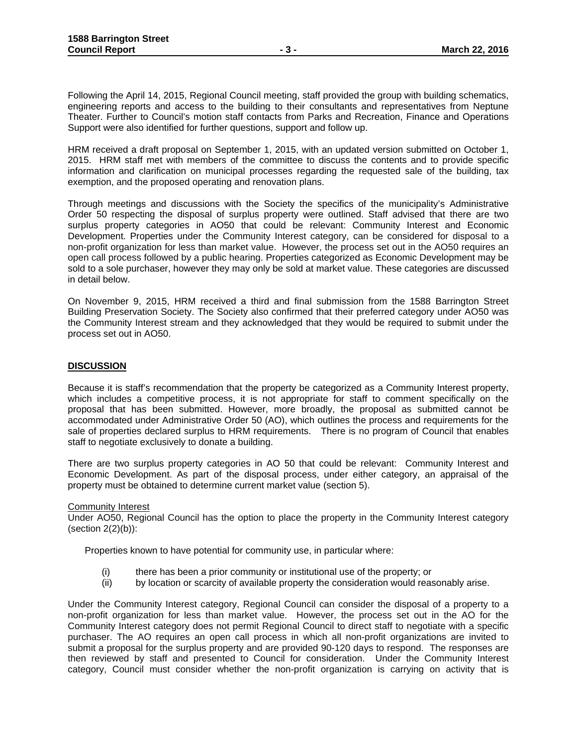Following the April 14, 2015, Regional Council meeting, staff provided the group with building schematics, engineering reports and access to the building to their consultants and representatives from Neptune Theater. Further to Council's motion staff contacts from Parks and Recreation, Finance and Operations Support were also identified for further questions, support and follow up.

HRM received a draft proposal on September 1, 2015, with an updated version submitted on October 1, 2015. HRM staff met with members of the committee to discuss the contents and to provide specific information and clarification on municipal processes regarding the requested sale of the building, tax exemption, and the proposed operating and renovation plans.

Through meetings and discussions with the Society the specifics of the municipality's Administrative Order 50 respecting the disposal of surplus property were outlined. Staff advised that there are two surplus property categories in AO50 that could be relevant: Community Interest and Economic Development. Properties under the Community Interest category, can be considered for disposal to a non-profit organization for less than market value. However, the process set out in the AO50 requires an open call process followed by a public hearing. Properties categorized as Economic Development may be sold to a sole purchaser, however they may only be sold at market value. These categories are discussed in detail below.

On November 9, 2015, HRM received a third and final submission from the 1588 Barrington Street Building Preservation Society. The Society also confirmed that their preferred category under AO50 was the Community Interest stream and they acknowledged that they would be required to submit under the process set out in AO50.

## DISCUSSION

Because it is staff's recommendation that the property be categorized as a Community Interest property, which includes a competitive process, it is not appropriate for staff to comment specifically on the proposal that has been submitted. However, more broadly, the proposal as submitted cannot be accommodated under Administrative Order 50 (AO), which outlines the process and requirements for the sale of properties declared surplus to HRM requirements. There is no program of Council that enables staff to negotiate exclusively to donate a building.

There are two surplus property categories in AO 50 that could be relevant: Community Interest and Economic Development. As part of the disposal process, under either category, an appraisal of the property must be obtained to determine current market value (section 5).

### Community Interest

Under AO50, Regional Council has the option to place the property in the Community Interest category (section 2(2)(b)):

> Properties known to have potential for community use, in particular where:
>
> (i) there has been a prior community or institutional use of the property; or
>
> (ii) by location or scarcity of available property the consideration would reasonably arise.

Under the Community Interest category, Regional Council can consider the disposal of a property to a non-profit organization for less than market value. However, the process set out in the AO for the Community Interest category does not permit Regional Council to direct staff to negotiate with a specific purchaser. The AO requires an open call process in which all non-profit organizations are invited to submit a proposal for the surplus property and are provided 90-120 days to respond. The responses are then reviewed by staff and presented to Council for consideration. Under the Community Interest category, Council must consider whether the non-profit organization is carrying on activity that is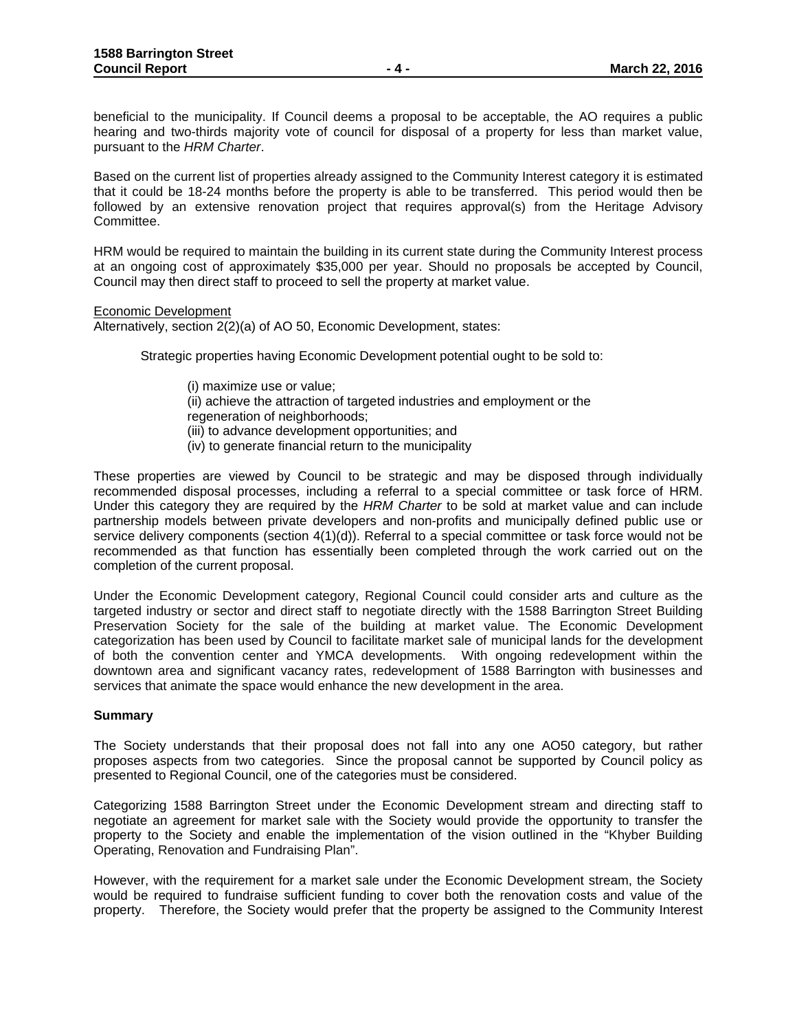beneficial to the municipality. If Council deems a proposal to be acceptable, the AO requires a public hearing and two-thirds majority vote of council for disposal of a property for less than market value, pursuant to the *HRM Charter*.

Based on the current list of properties already assigned to the Community Interest category it is estimated that it could be 18-24 months before the property is able to be transferred. This period would then be followed by an extensive renovation project that requires approval(s) from the Heritage Advisory Committee.

HRM would be required to maintain the building in its current state during the Community Interest process at an ongoing cost of approximately $35,000 per year. Should no proposals be accepted by Council, Council may then direct staff to proceed to sell the property at market value.

Economic Development

Alternatively, section 2(2)(a) of AO 50, Economic Development, states:

> Strategic properties having Economic Development potential ought to be sold to:
>
> (i) maximize use or value;
> (ii) achieve the attraction of targeted industries and employment or the regeneration of neighborhoods;
> (iii) to advance development opportunities; and
> (iv) to generate financial return to the municipality

These properties are viewed by Council to be strategic and may be disposed through individually recommended disposal processes, including a referral to a special committee or task force of HRM. Under this category they are required by the *HRM Charter* to be sold at market value and can include partnership models between private developers and non-profits and municipally defined public use or service delivery components (section 4(1)(d)). Referral to a special committee or task force would not be recommended as that function has essentially been completed through the work carried out on the completion of the current proposal.

Under the Economic Development category, Regional Council could consider arts and culture as the targeted industry or sector and direct staff to negotiate directly with the 1588 Barrington Street Building Preservation Society for the sale of the building at market value. The Economic Development categorization has been used by Council to facilitate market sale of municipal lands for the development of both the convention center and YMCA developments. With ongoing redevelopment within the downtown area and significant vacancy rates, redevelopment of 1588 Barrington with businesses and services that animate the space would enhance the new development in the area.

**Summary**

The Society understands that their proposal does not fall into any one AO50 category, but rather proposes aspects from two categories. Since the proposal cannot be supported by Council policy as presented to Regional Council, one of the categories must be considered.

Categorizing 1588 Barrington Street under the Economic Development stream and directing staff to negotiate an agreement for market sale with the Society would provide the opportunity to transfer the property to the Society and enable the implementation of the vision outlined in the "Khyber Building Operating, Renovation and Fundraising Plan".

However, with the requirement for a market sale under the Economic Development stream, the Society would be required to fundraise sufficient funding to cover both the renovation costs and value of the property. Therefore, the Society would prefer that the property be assigned to the Community Interest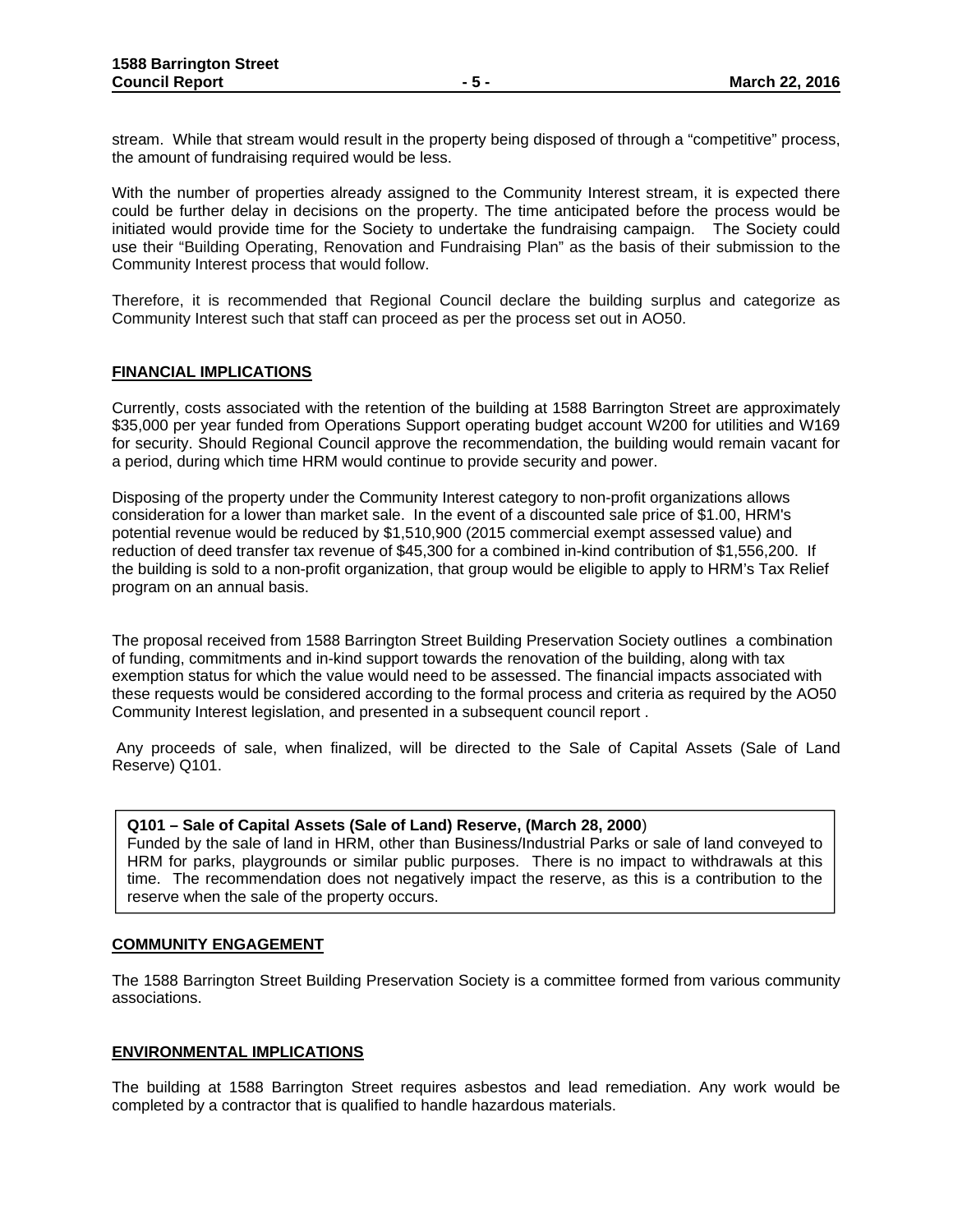stream. While that stream would result in the property being disposed of through a "competitive" process, the amount of fundraising required would be less.

With the number of properties already assigned to the Community Interest stream, it is expected there could be further delay in decisions on the property. The time anticipated before the process would be initiated would provide time for the Society to undertake the fundraising campaign. The Society could use their "Building Operating, Renovation and Fundraising Plan" as the basis of their submission to the Community Interest process that would follow.

Therefore, it is recommended that Regional Council declare the building surplus and categorize as Community Interest such that staff can proceed as per the process set out in AO50.

## FINANCIAL IMPLICATIONS

Currently, costs associated with the retention of the building at 1588 Barrington Street are approximately $35,000 per year funded from Operations Support operating budget account W200 for utilities and W169 for security. Should Regional Council approve the recommendation, the building would remain vacant for a period, during which time HRM would continue to provide security and power.

Disposing of the property under the Community Interest category to non-profit organizations allows consideration for a lower than market sale. In the event of a discounted sale price of $1.00, HRM's potential revenue would be reduced by $1,510,900 (2015 commercial exempt assessed value) and reduction of deed transfer tax revenue of $45,300 for a combined in-kind contribution of $1,556,200. If the building is sold to a non-profit organization, that group would be eligible to apply to HRM's Tax Relief program on an annual basis.

The proposal received from 1588 Barrington Street Building Preservation Society outlines a combination of funding, commitments and in-kind support towards the renovation of the building, along with tax exemption status for which the value would need to be assessed. The financial impacts associated with these requests would be considered according to the formal process and criteria as required by the AO50 Community Interest legislation, and presented in a subsequent council report .

Any proceeds of sale, when finalized, will be directed to the Sale of Capital Assets (Sale of Land Reserve) Q101.

**Q101 – Sale of Capital Assets (Sale of Land) Reserve, (March 28, 2000)**
Funded by the sale of land in HRM, other than Business/Industrial Parks or sale of land conveyed to HRM for parks, playgrounds or similar public purposes. There is no impact to withdrawals at this time. The recommendation does not negatively impact the reserve, as this is a contribution to the reserve when the sale of the property occurs.

## COMMUNITY ENGAGEMENT

The 1588 Barrington Street Building Preservation Society is a committee formed from various community associations.

## ENVIRONMENTAL IMPLICATIONS

The building at 1588 Barrington Street requires asbestos and lead remediation. Any work would be completed by a contractor that is qualified to handle hazardous materials.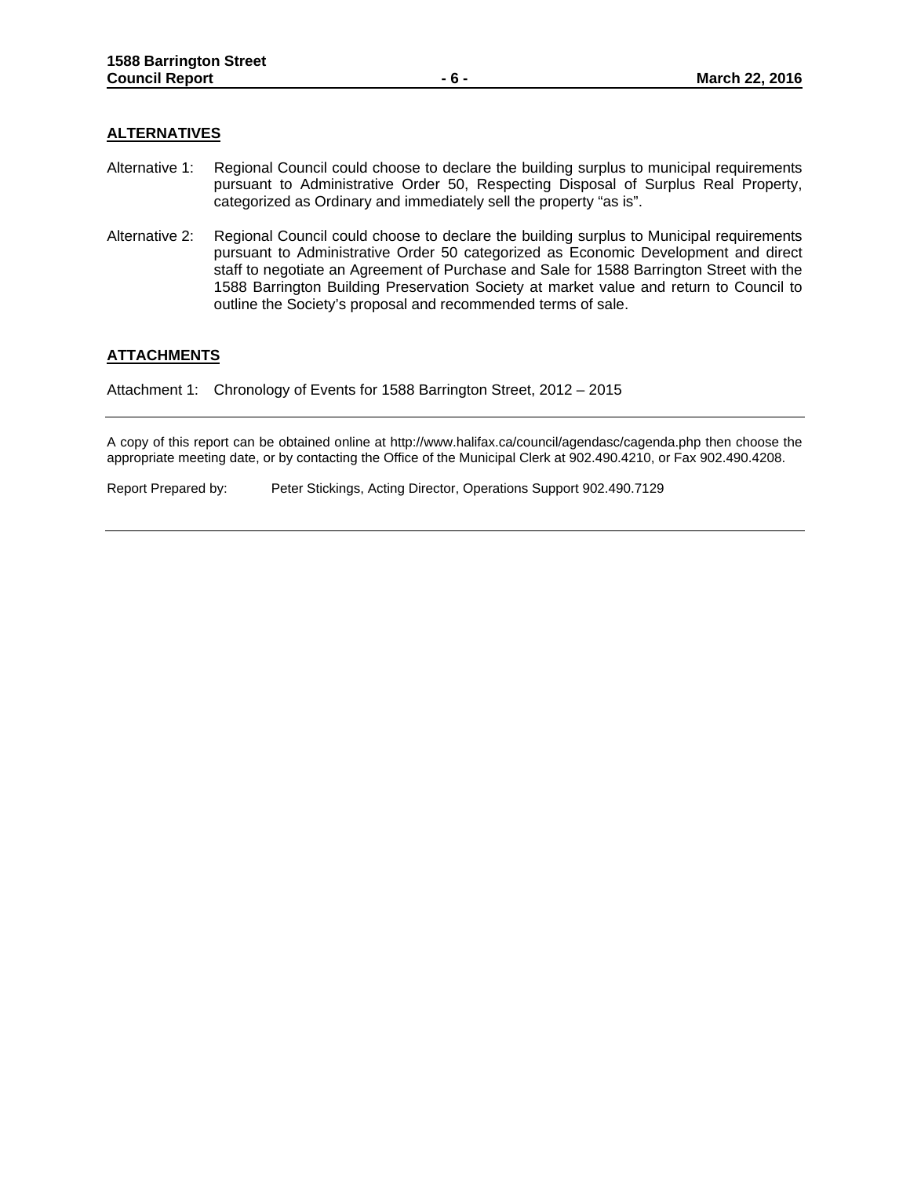## ALTERNATIVES

Alternative 1: Regional Council could choose to declare the building surplus to municipal requirements pursuant to Administrative Order 50, Respecting Disposal of Surplus Real Property, categorized as Ordinary and immediately sell the property "as is".

Alternative 2: Regional Council could choose to declare the building surplus to Municipal requirements pursuant to Administrative Order 50 categorized as Economic Development and direct staff to negotiate an Agreement of Purchase and Sale for 1588 Barrington Street with the 1588 Barrington Building Preservation Society at market value and return to Council to outline the Society's proposal and recommended terms of sale.

## ATTACHMENTS

Attachment 1: Chronology of Events for 1588 Barrington Street, 2012 – 2015

---

A copy of this report can be obtained online at http://www.halifax.ca/council/agendasc/cagenda.php then choose the appropriate meeting date, or by contacting the Office of the Municipal Clerk at 902.490.4210, or Fax 902.490.4208.

Report Prepared by: Peter Stickings, Acting Director, Operations Support 902.490.7129

---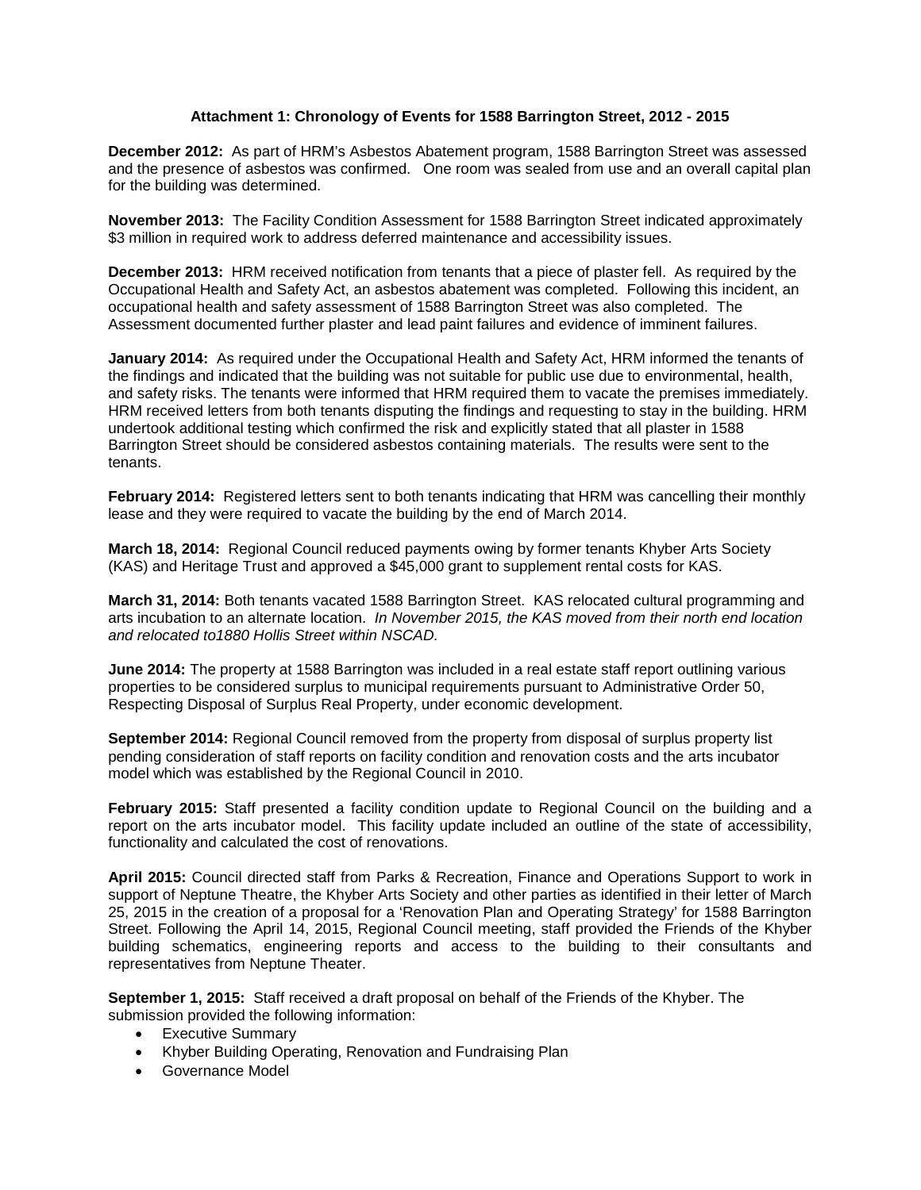**Attachment 1: Chronology of Events for 1588 Barrington Street, 2012 - 2015**

**December 2012:** As part of HRM's Asbestos Abatement program, 1588 Barrington Street was assessed and the presence of asbestos was confirmed. One room was sealed from use and an overall capital plan for the building was determined.

**November 2013:** The Facility Condition Assessment for 1588 Barrington Street indicated approximately $3 million in required work to address deferred maintenance and accessibility issues.

**December 2013:** HRM received notification from tenants that a piece of plaster fell. As required by the Occupational Health and Safety Act, an asbestos abatement was completed. Following this incident, an occupational health and safety assessment of 1588 Barrington Street was also completed. The Assessment documented further plaster and lead paint failures and evidence of imminent failures.

**January 2014:** As required under the Occupational Health and Safety Act, HRM informed the tenants of the findings and indicated that the building was not suitable for public use due to environmental, health, and safety risks. The tenants were informed that HRM required them to vacate the premises immediately. HRM received letters from both tenants disputing the findings and requesting to stay in the building. HRM undertook additional testing which confirmed the risk and explicitly stated that all plaster in 1588 Barrington Street should be considered asbestos containing materials. The results were sent to the tenants.

**February 2014:** Registered letters sent to both tenants indicating that HRM was cancelling their monthly lease and they were required to vacate the building by the end of March 2014.

**March 18, 2014:** Regional Council reduced payments owing by former tenants Khyber Arts Society (KAS) and Heritage Trust and approved a $45,000 grant to supplement rental costs for KAS.

**March 31, 2014:** Both tenants vacated 1588 Barrington Street. KAS relocated cultural programming and arts incubation to an alternate location. *In November 2015, the KAS moved from their north end location and relocated to1880 Hollis Street within NSCAD.*

**June 2014:** The property at 1588 Barrington was included in a real estate staff report outlining various properties to be considered surplus to municipal requirements pursuant to Administrative Order 50, Respecting Disposal of Surplus Real Property, under economic development.

**September 2014:** Regional Council removed from the property from disposal of surplus property list pending consideration of staff reports on facility condition and renovation costs and the arts incubator model which was established by the Regional Council in 2010.

**February 2015:** Staff presented a facility condition update to Regional Council on the building and a report on the arts incubator model. This facility update included an outline of the state of accessibility, functionality and calculated the cost of renovations.

**April 2015:** Council directed staff from Parks & Recreation, Finance and Operations Support to work in support of Neptune Theatre, the Khyber Arts Society and other parties as identified in their letter of March 25, 2015 in the creation of a proposal for a 'Renovation Plan and Operating Strategy' for 1588 Barrington Street. Following the April 14, 2015, Regional Council meeting, staff provided the Friends of the Khyber building schematics, engineering reports and access to the building to their consultants and representatives from Neptune Theater.

**September 1, 2015:** Staff received a draft proposal on behalf of the Friends of the Khyber. The submission provided the following information:

- Executive Summary
- Khyber Building Operating, Renovation and Fundraising Plan
- Governance Model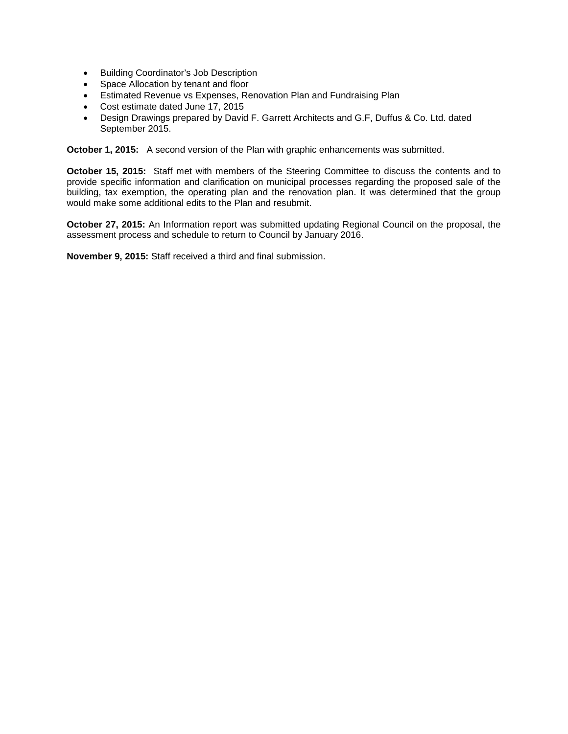- Building Coordinator's Job Description
- Space Allocation by tenant and floor
- Estimated Revenue vs Expenses, Renovation Plan and Fundraising Plan
- Cost estimate dated June 17, 2015
- Design Drawings prepared by David F. Garrett Architects and G.F, Duffus & Co. Ltd. dated September 2015.

**October 1, 2015:** A second version of the Plan with graphic enhancements was submitted.

**October 15, 2015:** Staff met with members of the Steering Committee to discuss the contents and to provide specific information and clarification on municipal processes regarding the proposed sale of the building, tax exemption, the operating plan and the renovation plan. It was determined that the group would make some additional edits to the Plan and resubmit.

**October 27, 2015:** An Information report was submitted updating Regional Council on the proposal, the assessment process and schedule to return to Council by January 2016.

**November 9, 2015:** Staff received a third and final submission.